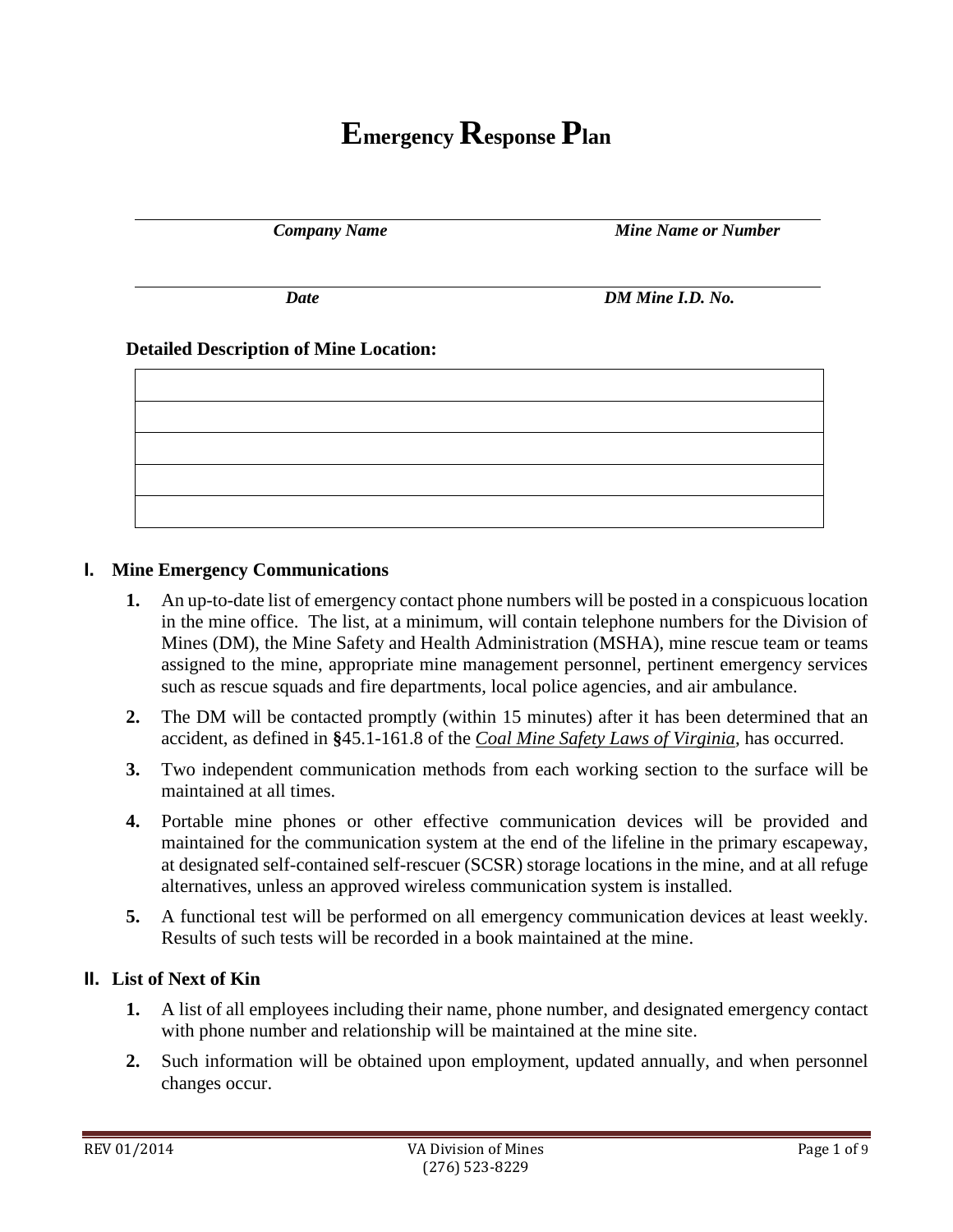# Emergency Response Plan

| *Company Name* | *Mine Name or Number* |
|---|---|
| *Date* | *DM Mine I.D. No.* |

**Detailed Description of Mine Location:**

| |
|---|
| |
| |
| |
| |
| |

## I. Mine Emergency Communications

1. An up-to-date list of emergency contact phone numbers will be posted in a conspicuous location in the mine office. The list, at a minimum, will contain telephone numbers for the Division of Mines (DM), the Mine Safety and Health Administration (MSHA), mine rescue team or teams assigned to the mine, appropriate mine management personnel, pertinent emergency services such as rescue squads and fire departments, local police agencies, and air ambulance.
2. The DM will be contacted promptly (within 15 minutes) after it has been determined that an accident, as defined in **§**45.1-161.8 of the *Coal Mine Safety Laws of Virginia*, has occurred.
3. Two independent communication methods from each working section to the surface will be maintained at all times.
4. Portable mine phones or other effective communication devices will be provided and maintained for the communication system at the end of the lifeline in the primary escapeway, at designated self-contained self-rescuer (SCSR) storage locations in the mine, and at all refuge alternatives, unless an approved wireless communication system is installed.
5. A functional test will be performed on all emergency communication devices at least weekly. Results of such tests will be recorded in a book maintained at the mine.

## II. List of Next of Kin

1. A list of all employees including their name, phone number, and designated emergency contact with phone number and relationship will be maintained at the mine site.
2. Such information will be obtained upon employment, updated annually, and when personnel changes occur.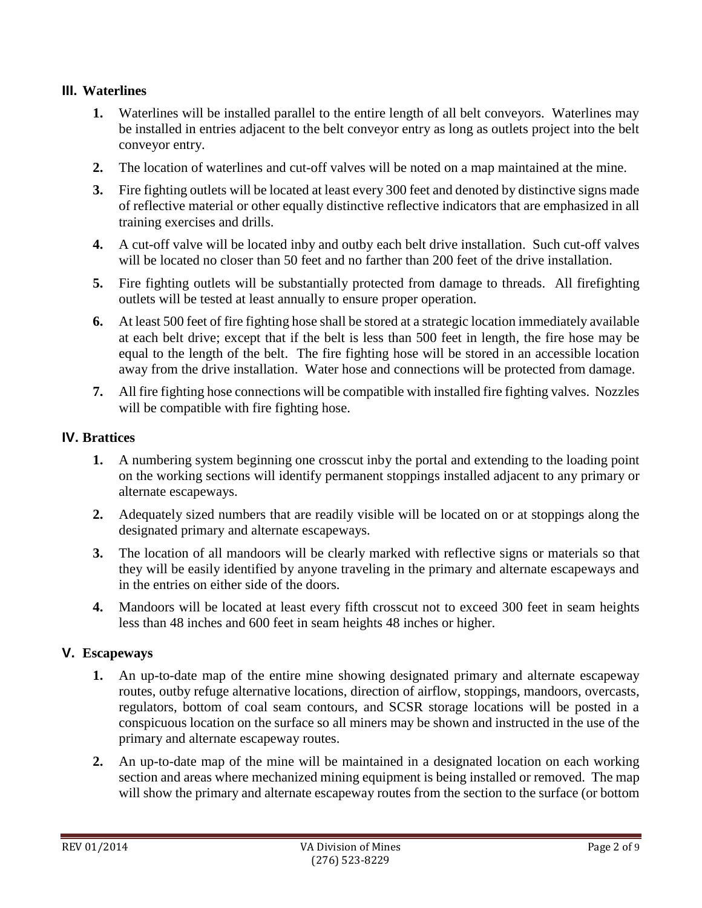## III. Waterlines

1. Waterlines will be installed parallel to the entire length of all belt conveyors. Waterlines may be installed in entries adjacent to the belt conveyor entry as long as outlets project into the belt conveyor entry.
2. The location of waterlines and cut-off valves will be noted on a map maintained at the mine.
3. Fire fighting outlets will be located at least every 300 feet and denoted by distinctive signs made of reflective material or other equally distinctive reflective indicators that are emphasized in all training exercises and drills.
4. A cut-off valve will be located inby and outby each belt drive installation. Such cut-off valves will be located no closer than 50 feet and no farther than 200 feet of the drive installation.
5. Fire fighting outlets will be substantially protected from damage to threads. All firefighting outlets will be tested at least annually to ensure proper operation.
6. At least 500 feet of fire fighting hose shall be stored at a strategic location immediately available at each belt drive; except that if the belt is less than 500 feet in length, the fire hose may be equal to the length of the belt. The fire fighting hose will be stored in an accessible location away from the drive installation. Water hose and connections will be protected from damage.
7. All fire fighting hose connections will be compatible with installed fire fighting valves. Nozzles will be compatible with fire fighting hose.

## IV. Brattices

1. A numbering system beginning one crosscut inby the portal and extending to the loading point on the working sections will identify permanent stoppings installed adjacent to any primary or alternate escapeways.
2. Adequately sized numbers that are readily visible will be located on or at stoppings along the designated primary and alternate escapeways.
3. The location of all mandoors will be clearly marked with reflective signs or materials so that they will be easily identified by anyone traveling in the primary and alternate escapeways and in the entries on either side of the doors.
4. Mandoors will be located at least every fifth crosscut not to exceed 300 feet in seam heights less than 48 inches and 600 feet in seam heights 48 inches or higher.

## V. Escapeways

1. An up-to-date map of the entire mine showing designated primary and alternate escapeway routes, outby refuge alternative locations, direction of airflow, stoppings, mandoors, overcasts, regulators, bottom of coal seam contours, and SCSR storage locations will be posted in a conspicuous location on the surface so all miners may be shown and instructed in the use of the primary and alternate escapeway routes.
2. An up-to-date map of the mine will be maintained in a designated location on each working section and areas where mechanized mining equipment is being installed or removed. The map will show the primary and alternate escapeway routes from the section to the surface (or bottom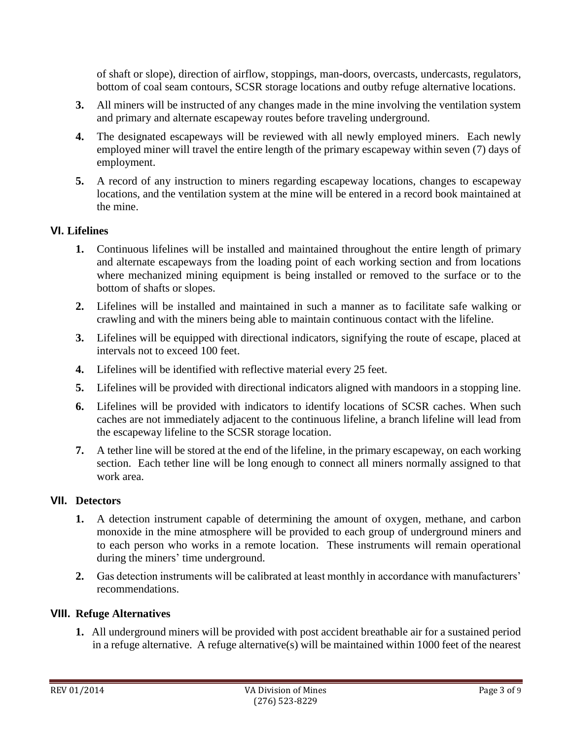of shaft or slope), direction of airflow, stoppings, man-doors, overcasts, undercasts, regulators, bottom of coal seam contours, SCSR storage locations and outby refuge alternative locations.

3. All miners will be instructed of any changes made in the mine involving the ventilation system and primary and alternate escapeway routes before traveling underground.
4. The designated escapeways will be reviewed with all newly employed miners. Each newly employed miner will travel the entire length of the primary escapeway within seven (7) days of employment.
5. A record of any instruction to miners regarding escapeway locations, changes to escapeway locations, and the ventilation system at the mine will be entered in a record book maintained at the mine.

## VI. Lifelines

1. Continuous lifelines will be installed and maintained throughout the entire length of primary and alternate escapeways from the loading point of each working section and from locations where mechanized mining equipment is being installed or removed to the surface or to the bottom of shafts or slopes.
2. Lifelines will be installed and maintained in such a manner as to facilitate safe walking or crawling and with the miners being able to maintain continuous contact with the lifeline.
3. Lifelines will be equipped with directional indicators, signifying the route of escape, placed at intervals not to exceed 100 feet.
4. Lifelines will be identified with reflective material every 25 feet.
5. Lifelines will be provided with directional indicators aligned with mandoors in a stopping line.
6. Lifelines will be provided with indicators to identify locations of SCSR caches. When such caches are not immediately adjacent to the continuous lifeline, a branch lifeline will lead from the escapeway lifeline to the SCSR storage location.
7. A tether line will be stored at the end of the lifeline, in the primary escapeway, on each working section. Each tether line will be long enough to connect all miners normally assigned to that work area.

## VII. Detectors

1. A detection instrument capable of determining the amount of oxygen, methane, and carbon monoxide in the mine atmosphere will be provided to each group of underground miners and to each person who works in a remote location. These instruments will remain operational during the miners' time underground.
2. Gas detection instruments will be calibrated at least monthly in accordance with manufacturers' recommendations.

## VIII. Refuge Alternatives

1. All underground miners will be provided with post accident breathable air for a sustained period in a refuge alternative. A refuge alternative(s) will be maintained within 1000 feet of the nearest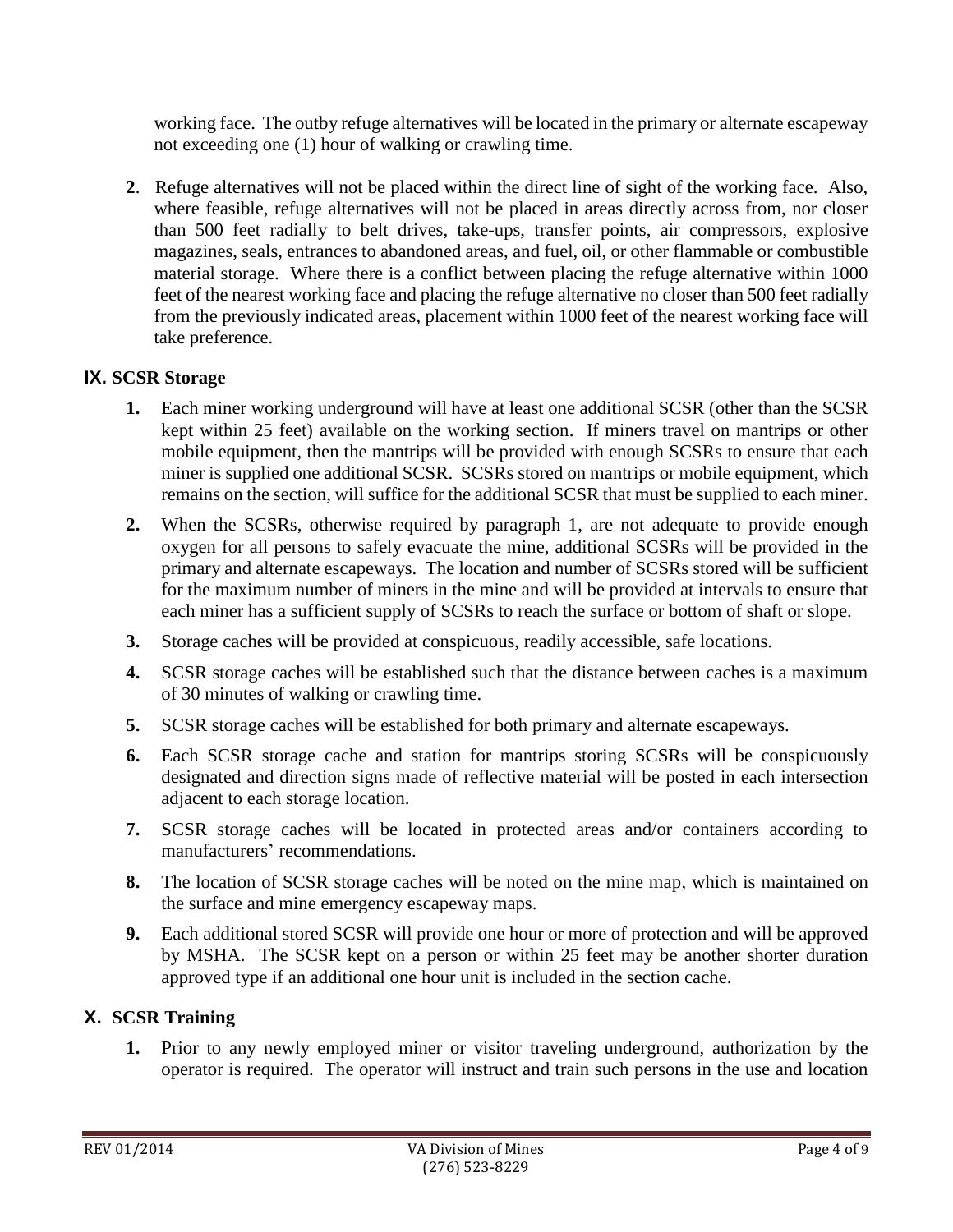working face. The outby refuge alternatives will be located in the primary or alternate escapeway not exceeding one (1) hour of walking or crawling time.

**2**. Refuge alternatives will not be placed within the direct line of sight of the working face. Also, where feasible, refuge alternatives will not be placed in areas directly across from, nor closer than 500 feet radially to belt drives, take-ups, transfer points, air compressors, explosive magazines, seals, entrances to abandoned areas, and fuel, oil, or other flammable or combustible material storage. Where there is a conflict between placing the refuge alternative within 1000 feet of the nearest working face and placing the refuge alternative no closer than 500 feet radially from the previously indicated areas, placement within 1000 feet of the nearest working face will take preference.

## IX. SCSR Storage

**1.** Each miner working underground will have at least one additional SCSR (other than the SCSR kept within 25 feet) available on the working section. If miners travel on mantrips or other mobile equipment, then the mantrips will be provided with enough SCSRs to ensure that each miner is supplied one additional SCSR. SCSRs stored on mantrips or mobile equipment, which remains on the section, will suffice for the additional SCSR that must be supplied to each miner.

**2.** When the SCSRs, otherwise required by paragraph 1, are not adequate to provide enough oxygen for all persons to safely evacuate the mine, additional SCSRs will be provided in the primary and alternate escapeways. The location and number of SCSRs stored will be sufficient for the maximum number of miners in the mine and will be provided at intervals to ensure that each miner has a sufficient supply of SCSRs to reach the surface or bottom of shaft or slope.

**3.** Storage caches will be provided at conspicuous, readily accessible, safe locations.

**4.** SCSR storage caches will be established such that the distance between caches is a maximum of 30 minutes of walking or crawling time.

**5.** SCSR storage caches will be established for both primary and alternate escapeways.

**6.** Each SCSR storage cache and station for mantrips storing SCSRs will be conspicuously designated and direction signs made of reflective material will be posted in each intersection adjacent to each storage location.

**7.** SCSR storage caches will be located in protected areas and/or containers according to manufacturers' recommendations.

**8.** The location of SCSR storage caches will be noted on the mine map, which is maintained on the surface and mine emergency escapeway maps.

**9.** Each additional stored SCSR will provide one hour or more of protection and will be approved by MSHA. The SCSR kept on a person or within 25 feet may be another shorter duration approved type if an additional one hour unit is included in the section cache.

## X. SCSR Training

**1.** Prior to any newly employed miner or visitor traveling underground, authorization by the operator is required. The operator will instruct and train such persons in the use and location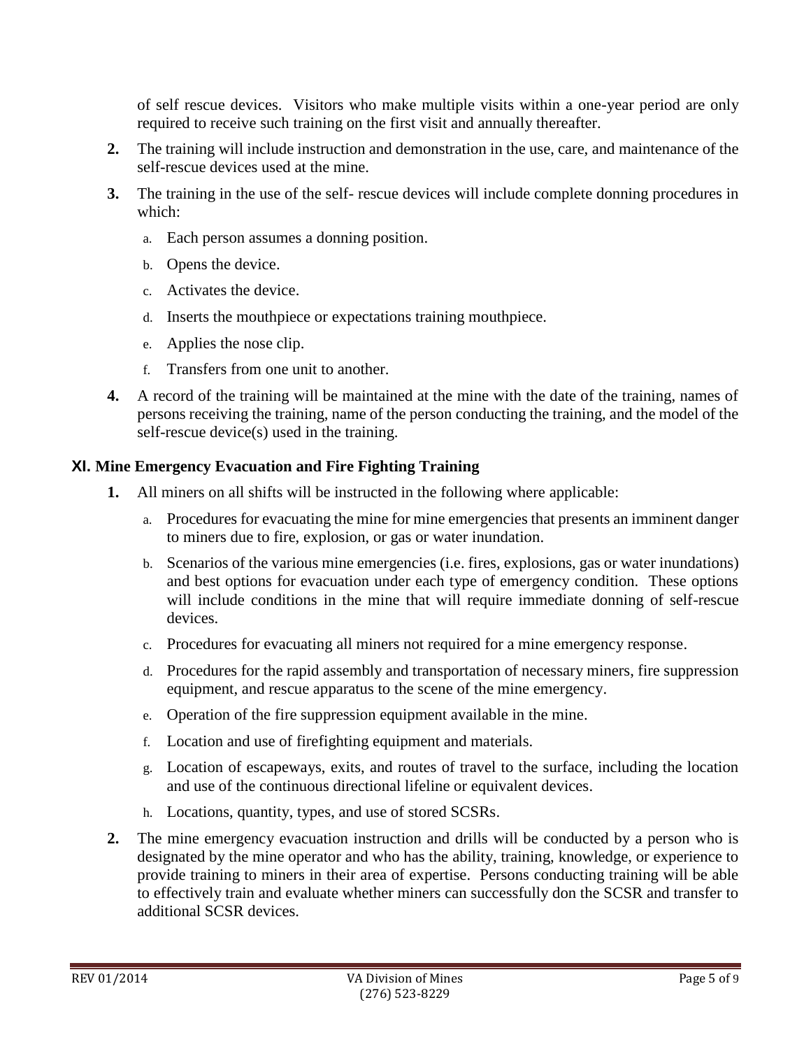of self rescue devices. Visitors who make multiple visits within a one-year period are only required to receive such training on the first visit and annually thereafter.

2. The training will include instruction and demonstration in the use, care, and maintenance of the self-rescue devices used at the mine.

3. The training in the use of the self- rescue devices will include complete donning procedures in which:

   a. Each person assumes a donning position.

   b. Opens the device.

   c. Activates the device.

   d. Inserts the mouthpiece or expectations training mouthpiece.

   e. Applies the nose clip.

   f. Transfers from one unit to another.

4. A record of the training will be maintained at the mine with the date of the training, names of persons receiving the training, name of the person conducting the training, and the model of the self-rescue device(s) used in the training.

## XI. Mine Emergency Evacuation and Fire Fighting Training

1. All miners on all shifts will be instructed in the following where applicable:

   a. Procedures for evacuating the mine for mine emergencies that presents an imminent danger to miners due to fire, explosion, or gas or water inundation.

   b. Scenarios of the various mine emergencies (i.e. fires, explosions, gas or water inundations) and best options for evacuation under each type of emergency condition. These options will include conditions in the mine that will require immediate donning of self-rescue devices.

   c. Procedures for evacuating all miners not required for a mine emergency response.

   d. Procedures for the rapid assembly and transportation of necessary miners, fire suppression equipment, and rescue apparatus to the scene of the mine emergency.

   e. Operation of the fire suppression equipment available in the mine.

   f. Location and use of firefighting equipment and materials.

   g. Location of escapeways, exits, and routes of travel to the surface, including the location and use of the continuous directional lifeline or equivalent devices.

   h. Locations, quantity, types, and use of stored SCSRs.

2. The mine emergency evacuation instruction and drills will be conducted by a person who is designated by the mine operator and who has the ability, training, knowledge, or experience to provide training to miners in their area of expertise. Persons conducting training will be able to effectively train and evaluate whether miners can successfully don the SCSR and transfer to additional SCSR devices.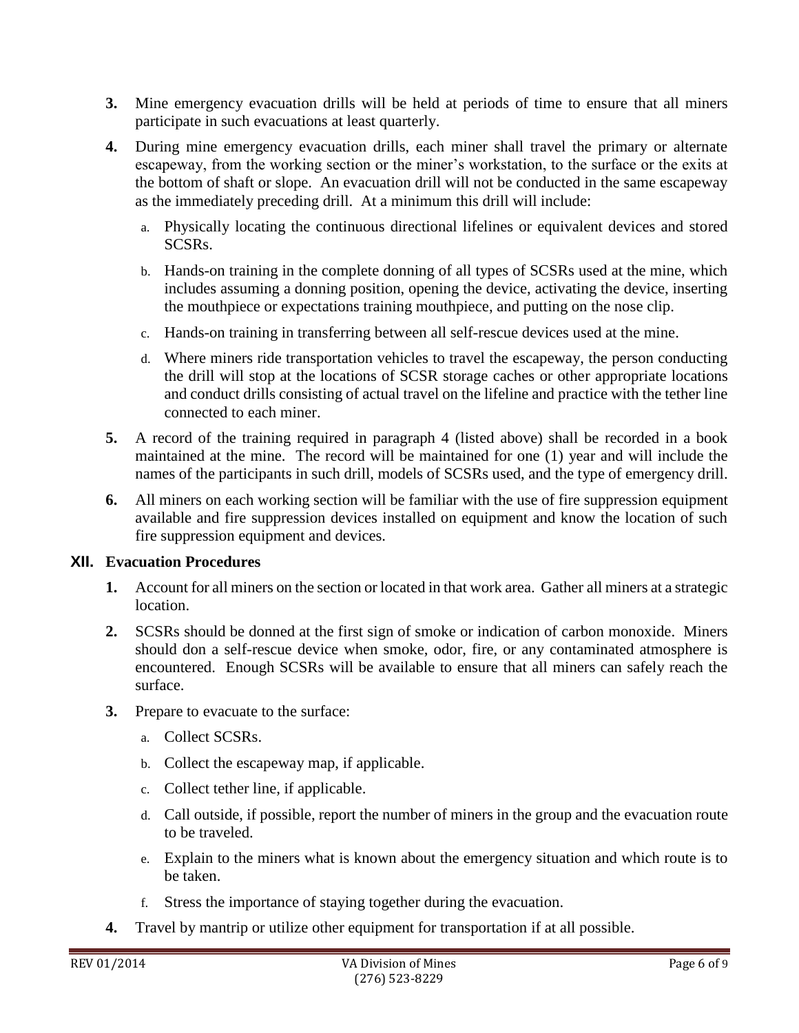3. Mine emergency evacuation drills will be held at periods of time to ensure that all miners participate in such evacuations at least quarterly.

4. During mine emergency evacuation drills, each miner shall travel the primary or alternate escapeway, from the working section or the miner's workstation, to the surface or the exits at the bottom of shaft or slope. An evacuation drill will not be conducted in the same escapeway as the immediately preceding drill. At a minimum this drill will include:

   a. Physically locating the continuous directional lifelines or equivalent devices and stored SCSRs.

   b. Hands-on training in the complete donning of all types of SCSRs used at the mine, which includes assuming a donning position, opening the device, activating the device, inserting the mouthpiece or expectations training mouthpiece, and putting on the nose clip.

   c. Hands-on training in transferring between all self-rescue devices used at the mine.

   d. Where miners ride transportation vehicles to travel the escapeway, the person conducting the drill will stop at the locations of SCSR storage caches or other appropriate locations and conduct drills consisting of actual travel on the lifeline and practice with the tether line connected to each miner.

5. A record of the training required in paragraph 4 (listed above) shall be recorded in a book maintained at the mine. The record will be maintained for one (1) year and will include the names of the participants in such drill, models of SCSRs used, and the type of emergency drill.

6. All miners on each working section will be familiar with the use of fire suppression equipment available and fire suppression devices installed on equipment and know the location of such fire suppression equipment and devices.

## XII. Evacuation Procedures

1. Account for all miners on the section or located in that work area. Gather all miners at a strategic location.

2. SCSRs should be donned at the first sign of smoke or indication of carbon monoxide. Miners should don a self-rescue device when smoke, odor, fire, or any contaminated atmosphere is encountered. Enough SCSRs will be available to ensure that all miners can safely reach the surface.

3. Prepare to evacuate to the surface:

   a. Collect SCSRs.

   b. Collect the escapeway map, if applicable.

   c. Collect tether line, if applicable.

   d. Call outside, if possible, report the number of miners in the group and the evacuation route to be traveled.

   e. Explain to the miners what is known about the emergency situation and which route is to be taken.

   f. Stress the importance of staying together during the evacuation.

4. Travel by mantrip or utilize other equipment for transportation if at all possible.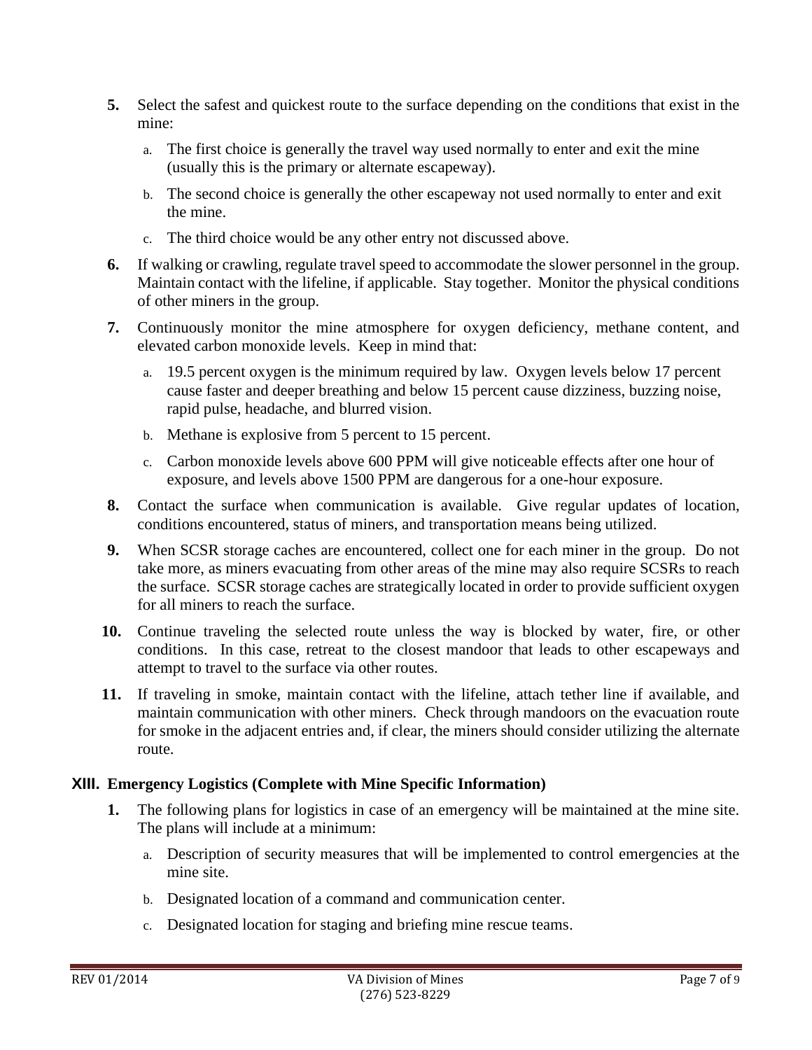5. Select the safest and quickest route to the surface depending on the conditions that exist in the mine:
   a. The first choice is generally the travel way used normally to enter and exit the mine (usually this is the primary or alternate escapeway).
   b. The second choice is generally the other escapeway not used normally to enter and exit the mine.
   c. The third choice would be any other entry not discussed above.
6. If walking or crawling, regulate travel speed to accommodate the slower personnel in the group. Maintain contact with the lifeline, if applicable. Stay together. Monitor the physical conditions of other miners in the group.
7. Continuously monitor the mine atmosphere for oxygen deficiency, methane content, and elevated carbon monoxide levels. Keep in mind that:
   a. 19.5 percent oxygen is the minimum required by law. Oxygen levels below 17 percent cause faster and deeper breathing and below 15 percent cause dizziness, buzzing noise, rapid pulse, headache, and blurred vision.
   b. Methane is explosive from 5 percent to 15 percent.
   c. Carbon monoxide levels above 600 PPM will give noticeable effects after one hour of exposure, and levels above 1500 PPM are dangerous for a one-hour exposure.
8. Contact the surface when communication is available. Give regular updates of location, conditions encountered, status of miners, and transportation means being utilized.
9. When SCSR storage caches are encountered, collect one for each miner in the group. Do not take more, as miners evacuating from other areas of the mine may also require SCSRs to reach the surface. SCSR storage caches are strategically located in order to provide sufficient oxygen for all miners to reach the surface.
10. Continue traveling the selected route unless the way is blocked by water, fire, or other conditions. In this case, retreat to the closest mandoor that leads to other escapeways and attempt to travel to the surface via other routes.
11. If traveling in smoke, maintain contact with the lifeline, attach tether line if available, and maintain communication with other miners. Check through mandoors on the evacuation route for smoke in the adjacent entries and, if clear, the miners should consider utilizing the alternate route.

## XIII. Emergency Logistics (Complete with Mine Specific Information)

1. The following plans for logistics in case of an emergency will be maintained at the mine site. The plans will include at a minimum:
   a. Description of security measures that will be implemented to control emergencies at the mine site.
   b. Designated location of a command and communication center.
   c. Designated location for staging and briefing mine rescue teams.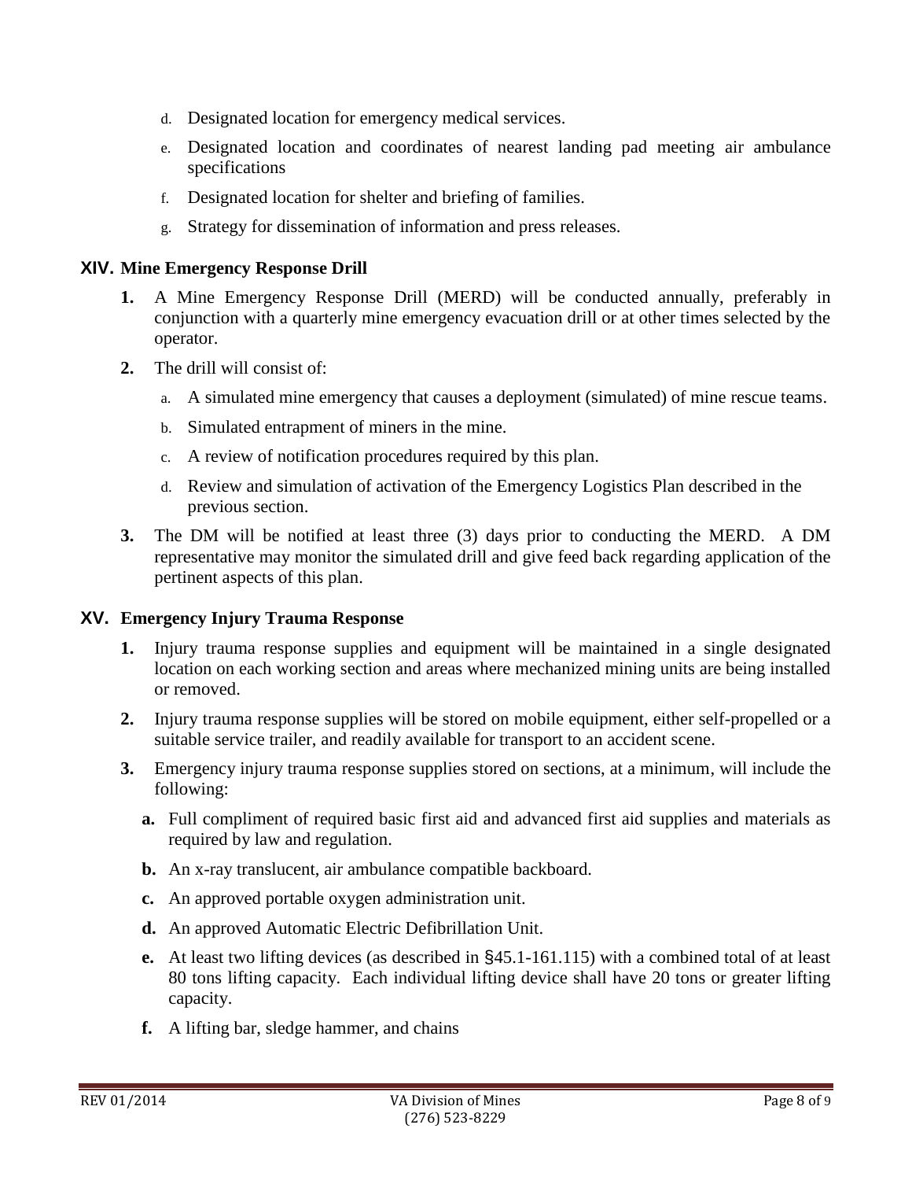d. Designated location for emergency medical services.

e. Designated location and coordinates of nearest landing pad meeting air ambulance specifications

f. Designated location for shelter and briefing of families.

g. Strategy for dissemination of information and press releases.

## XIV. Mine Emergency Response Drill

1. A Mine Emergency Response Drill (MERD) will be conducted annually, preferably in conjunction with a quarterly mine emergency evacuation drill or at other times selected by the operator.

2. The drill will consist of:

   a. A simulated mine emergency that causes a deployment (simulated) of mine rescue teams.

   b. Simulated entrapment of miners in the mine.

   c. A review of notification procedures required by this plan.

   d. Review and simulation of activation of the Emergency Logistics Plan described in the previous section.

3. The DM will be notified at least three (3) days prior to conducting the MERD. A DM representative may monitor the simulated drill and give feed back regarding application of the pertinent aspects of this plan.

## XV. Emergency Injury Trauma Response

1. Injury trauma response supplies and equipment will be maintained in a single designated location on each working section and areas where mechanized mining units are being installed or removed.

2. Injury trauma response supplies will be stored on mobile equipment, either self-propelled or a suitable service trailer, and readily available for transport to an accident scene.

3. Emergency injury trauma response supplies stored on sections, at a minimum, will include the following:

   **a.** Full compliment of required basic first aid and advanced first aid supplies and materials as required by law and regulation.

   **b.** An x-ray translucent, air ambulance compatible backboard.

   **c.** An approved portable oxygen administration unit.

   **d.** An approved Automatic Electric Defibrillation Unit.

   **e.** At least two lifting devices (as described in §45.1-161.115) with a combined total of at least 80 tons lifting capacity. Each individual lifting device shall have 20 tons or greater lifting capacity.

   **f.** A lifting bar, sledge hammer, and chains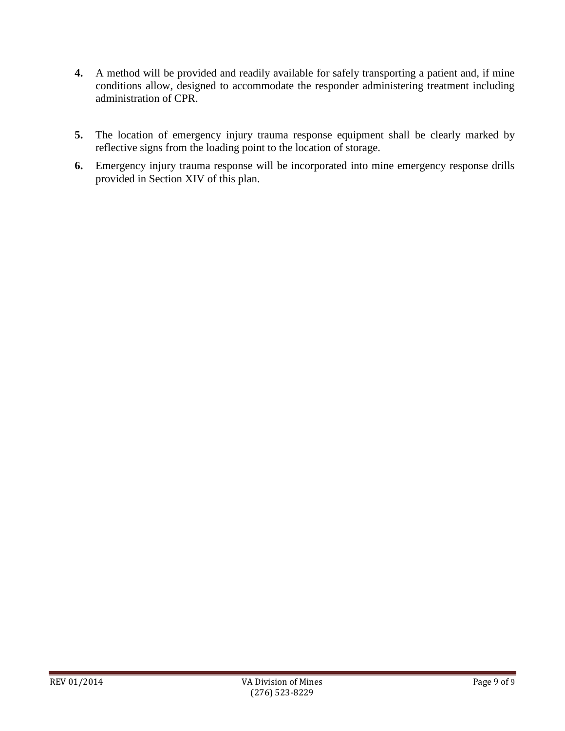4. A method will be provided and readily available for safely transporting a patient and, if mine conditions allow, designed to accommodate the responder administering treatment including administration of CPR.

5. The location of emergency injury trauma response equipment shall be clearly marked by reflective signs from the loading point to the location of storage.

6. Emergency injury trauma response will be incorporated into mine emergency response drills provided in Section XIV of this plan.